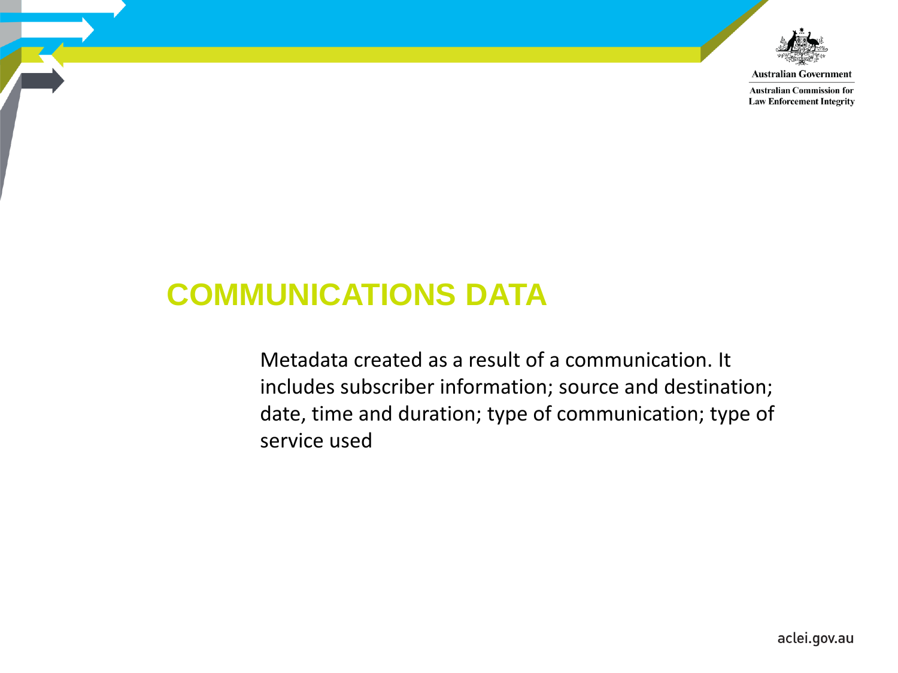# COMMUNICATIONS DATA

Metadata created as a result of a communication. It includes subscriber information; source and destination; date, time and duration; type of communication; type of service used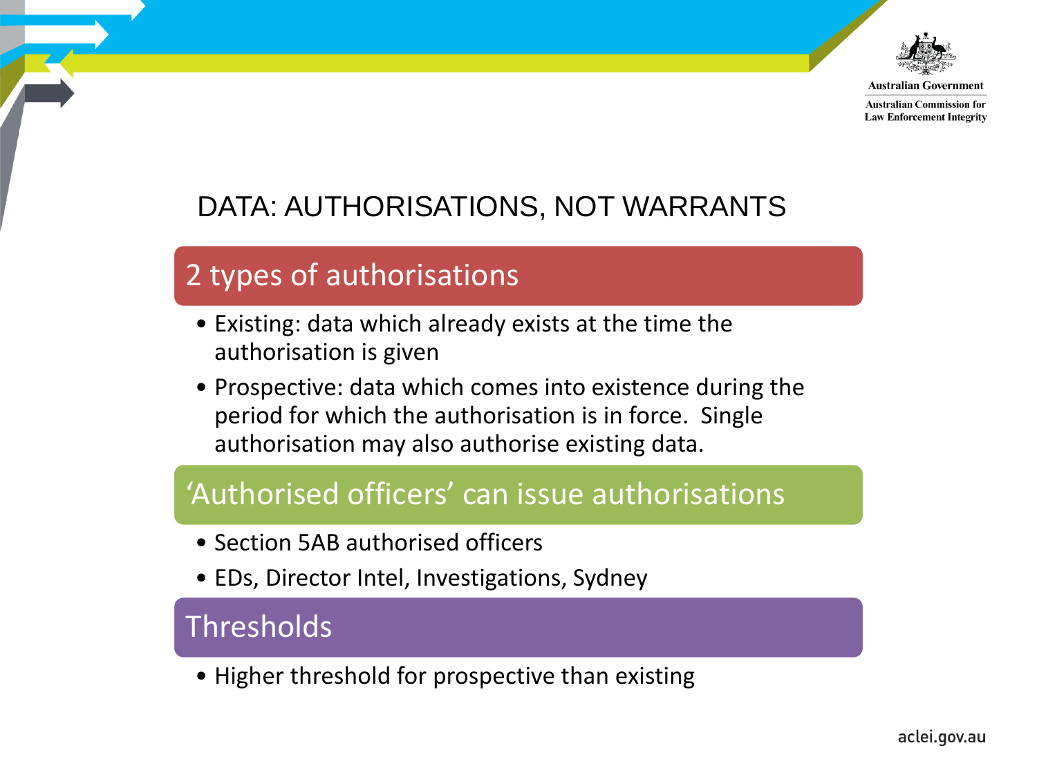# DATA: AUTHORISATIONS, NOT WARRANTS

## 2 types of authorisations

- Existing: data which already exists at the time the authorisation is given
- Prospective: data which comes into existence during the period for which the authorisation is in force. Single authorisation may also authorise existing data.

## 'Authorised officers' can issue authorisations

- Section 5AB authorised officers
- EDs, Director Intel, Investigations, Sydney

## Thresholds

- Higher threshold for prospective than existing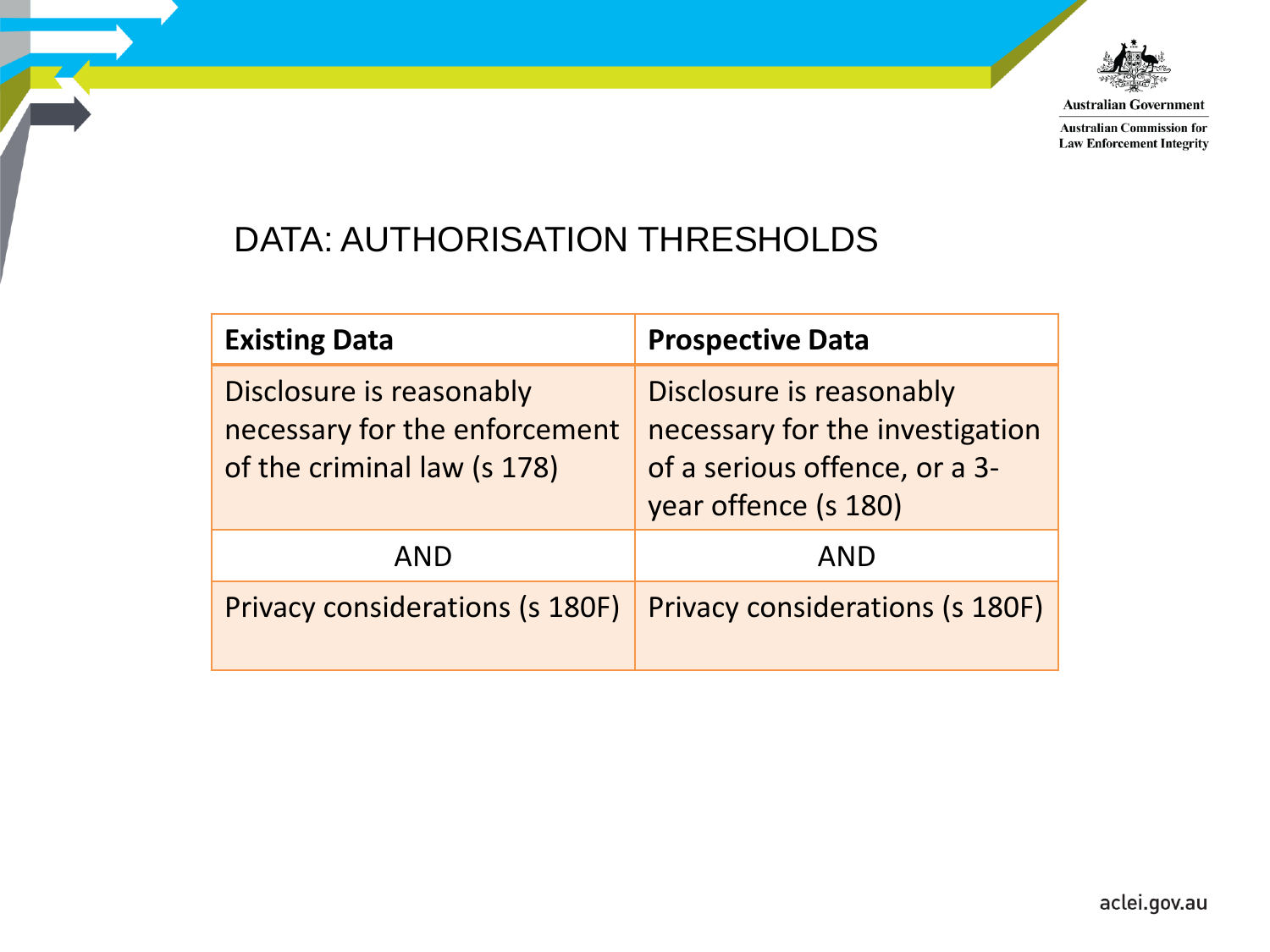# DATA: AUTHORISATION THRESHOLDS

| Existing Data | Prospective Data |
|---|---|
| Disclosure is reasonably necessary for the enforcement of the criminal law (s 178) | Disclosure is reasonably necessary for the investigation of a serious offence, or a 3-year offence (s 180) |
| AND | AND |
| Privacy considerations (s 180F) | Privacy considerations (s 180F) |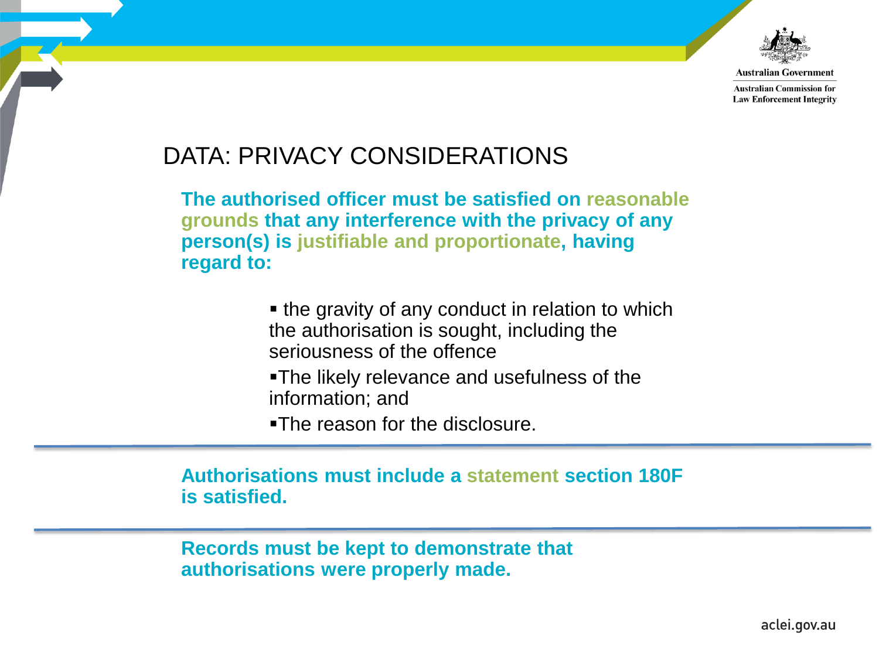## DATA: PRIVACY CONSIDERATIONS

**The authorised officer must be satisfied on reasonable grounds that any interference with the privacy of any person(s) is justifiable and proportionate, having regard to:**

- the gravity of any conduct in relation to which the authorisation is sought, including the seriousness of the offence
- The likely relevance and usefulness of the information; and
- The reason for the disclosure.

**Authorisations must include a statement section 180F is satisfied.**

**Records must be kept to demonstrate that authorisations were properly made.**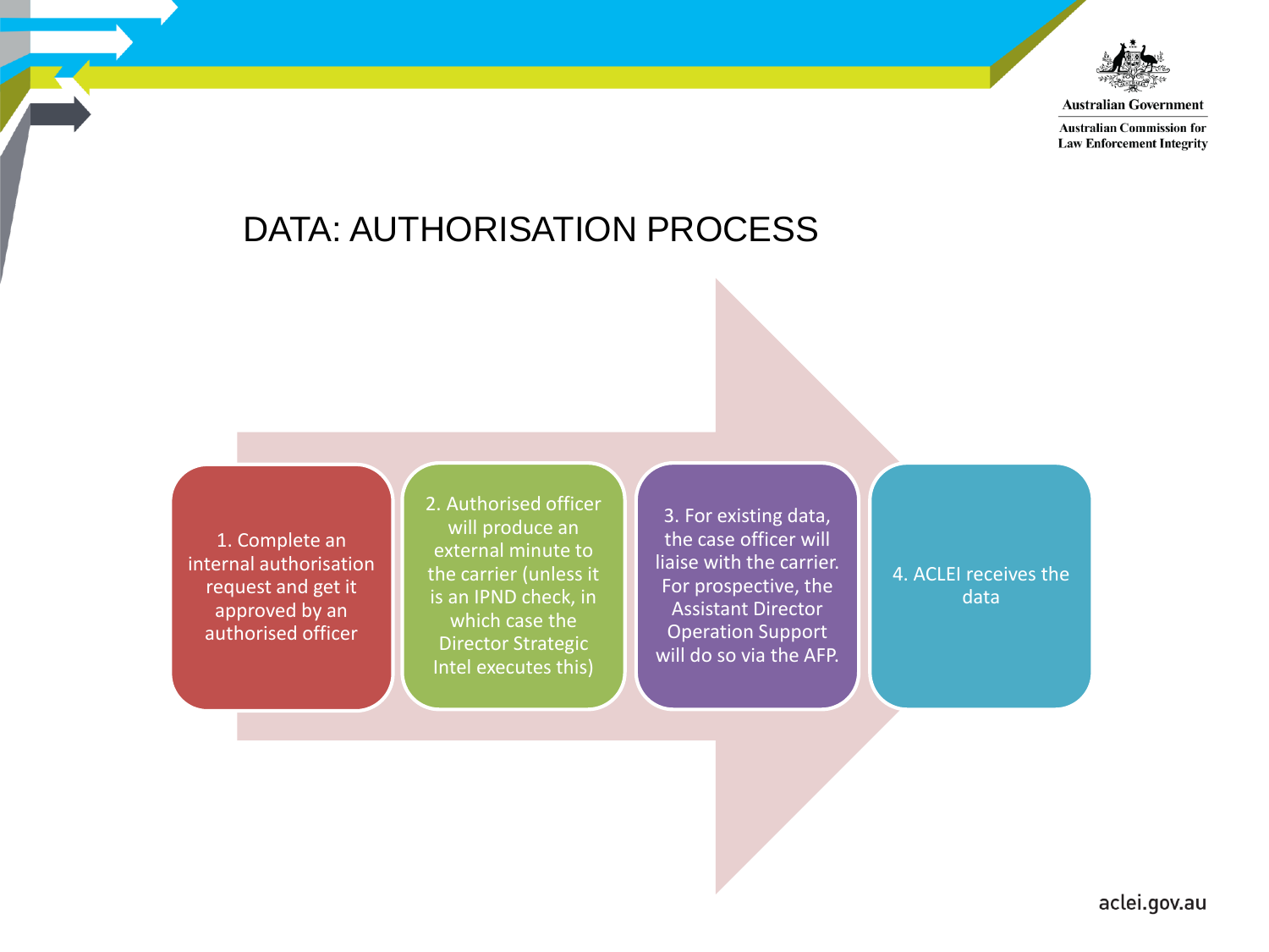# DATA: AUTHORISATION PROCESS

1. Complete an internal authorisation request and get it approved by an authorised officer

2. Authorised officer will produce an external minute to the carrier (unless it is an IPND check, in which case the Director Strategic Intel executes this)

3. For existing data, the case officer will liaise with the carrier. For prospective, the Assistant Director Operation Support will do so via the AFP.

4. ACLEI receives the data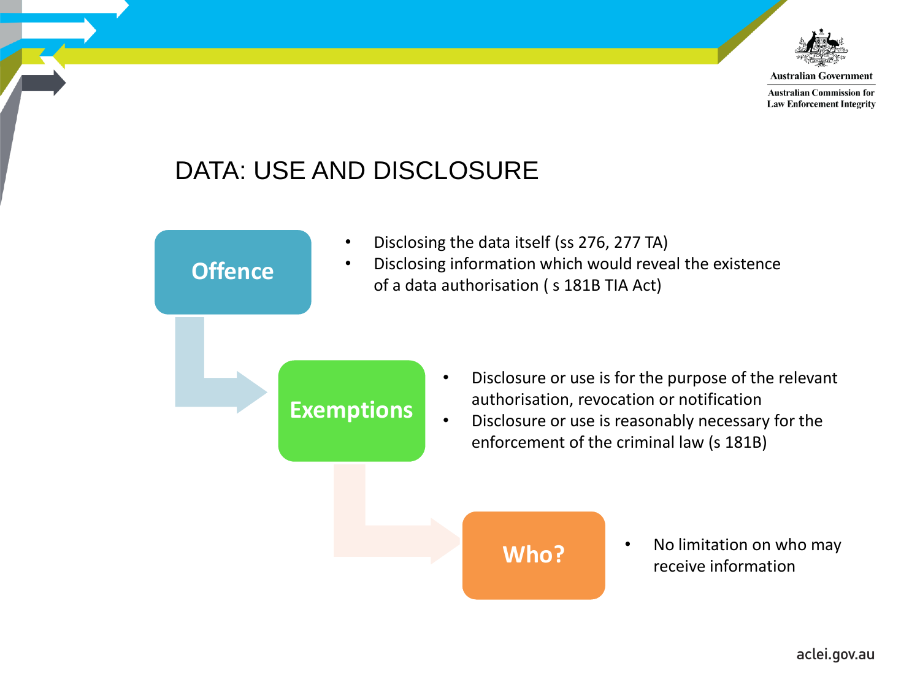# DATA: USE AND DISCLOSURE

**Offence**

- Disclosing the data itself (ss 276, 277 TA)
- Disclosing information which would reveal the existence of a data authorisation ( s 181B TIA Act)

**Exemptions**

- Disclosure or use is for the purpose of the relevant authorisation, revocation or notification
- Disclosure or use is reasonably necessary for the enforcement of the criminal law (s 181B)

**Who?**

- No limitation on who may receive information